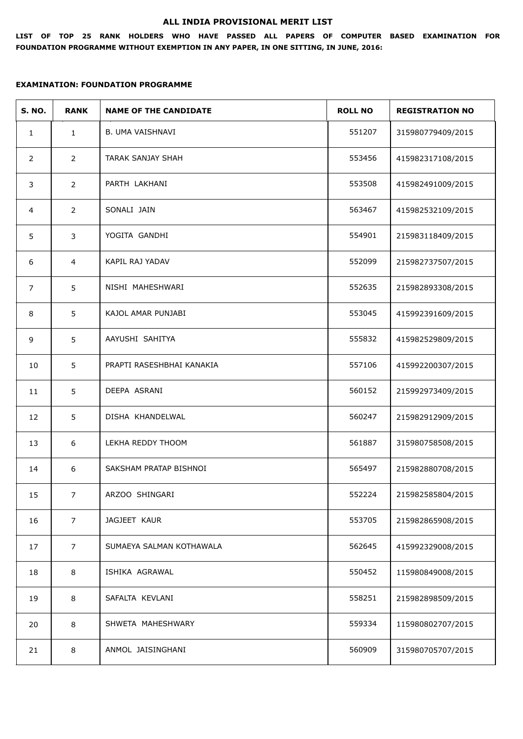# ALL INDIA PROVISIONAL MERIT LIST

**LIST OF TOP 25 RANK HOLDERS WHO HAVE PASSED ALL PAPERS OF COMPUTER BASED EXAMINATION FOR FOUNDATION PROGRAMME WITHOUT EXEMPTION IN ANY PAPER, IN ONE SITTING, IN JUNE, 2016:**

**EXAMINATION: FOUNDATION PROGRAMME**

| S. NO. | RANK | NAME OF THE CANDIDATE | ROLL NO | REGISTRATION NO |
|---|---|---|---|---|
| 1 | 1 | B. UMA VAISHNAVI | 551207 | 315980779409/2015 |
| 2 | 2 | TARAK SANJAY SHAH | 553456 | 415982317108/2015 |
| 3 | 2 | PARTH LAKHANI | 553508 | 415982491009/2015 |
| 4 | 2 | SONALI JAIN | 563467 | 415982532109/2015 |
| 5 | 3 | YOGITA GANDHI | 554901 | 215983118409/2015 |
| 6 | 4 | KAPIL RAJ YADAV | 552099 | 215982737507/2015 |
| 7 | 5 | NISHI MAHESHWARI | 552635 | 215982893308/2015 |
| 8 | 5 | KAJOL AMAR PUNJABI | 553045 | 415992391609/2015 |
| 9 | 5 | AAYUSHI SAHITYA | 555832 | 415982529809/2015 |
| 10 | 5 | PRAPTI RASESHBHAI KANAKIA | 557106 | 415992200307/2015 |
| 11 | 5 | DEEPA ASRANI | 560152 | 215992973409/2015 |
| 12 | 5 | DISHA KHANDELWAL | 560247 | 215982912909/2015 |
| 13 | 6 | LEKHA REDDY THOOM | 561887 | 315980758508/2015 |
| 14 | 6 | SAKSHAM PRATAP BISHNOI | 565497 | 215982880708/2015 |
| 15 | 7 | ARZOO SHINGARI | 552224 | 215982585804/2015 |
| 16 | 7 | JAGJEET KAUR | 553705 | 215982865908/2015 |
| 17 | 7 | SUMAEYA SALMAN KOTHAWALA | 562645 | 415992329008/2015 |
| 18 | 8 | ISHIKA AGRAWAL | 550452 | 115980849008/2015 |
| 19 | 8 | SAFALTA KEVLANI | 558251 | 215982898509/2015 |
| 20 | 8 | SHWETA MAHESHWARY | 559334 | 115980802707/2015 |
| 21 | 8 | ANMOL JAISINGHANI | 560909 | 315980705707/2015 |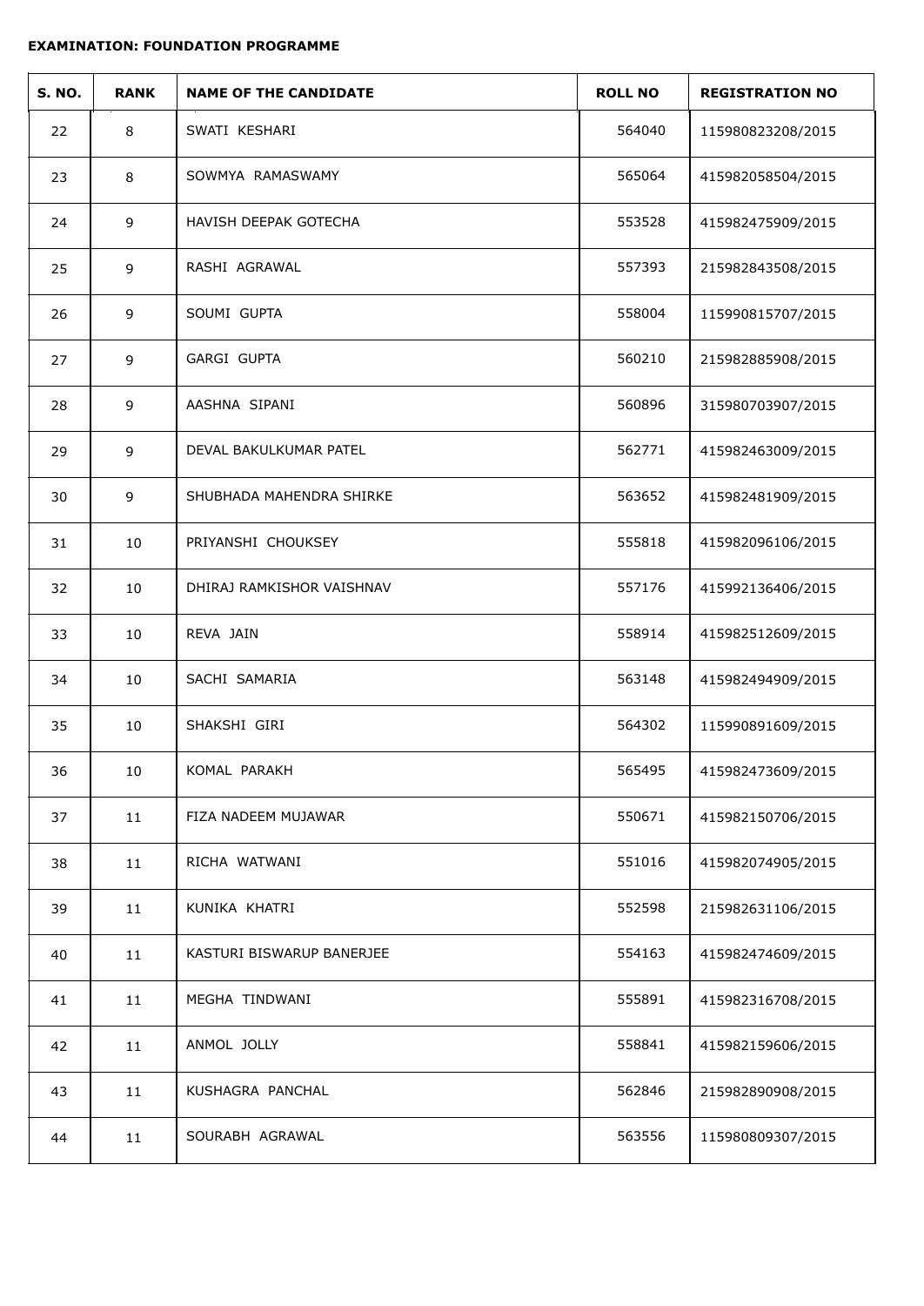**EXAMINATION: FOUNDATION PROGRAMME**

| S. NO. | RANK | NAME OF THE CANDIDATE | ROLL NO | REGISTRATION NO |
|---|---|---|---|---|
| 22 | 8 | SWATI KESHARI | 564040 | 115980823208/2015 |
| 23 | 8 | SOWMYA RAMASWAMY | 565064 | 415982058504/2015 |
| 24 | 9 | HAVISH DEEPAK GOTECHA | 553528 | 415982475909/2015 |
| 25 | 9 | RASHI AGRAWAL | 557393 | 215982843508/2015 |
| 26 | 9 | SOUMI GUPTA | 558004 | 115990815707/2015 |
| 27 | 9 | GARGI GUPTA | 560210 | 215982885908/2015 |
| 28 | 9 | AASHNA SIPANI | 560896 | 315980703907/2015 |
| 29 | 9 | DEVAL BAKULKUMAR PATEL | 562771 | 415982463009/2015 |
| 30 | 9 | SHUBHADA MAHENDRA SHIRKE | 563652 | 415982481909/2015 |
| 31 | 10 | PRIYANSHI CHOUKSEY | 555818 | 415982096106/2015 |
| 32 | 10 | DHIRAJ RAMKISHOR VAISHNAV | 557176 | 415992136406/2015 |
| 33 | 10 | REVA JAIN | 558914 | 415982512609/2015 |
| 34 | 10 | SACHI SAMARIA | 563148 | 415982494909/2015 |
| 35 | 10 | SHAKSHI GIRI | 564302 | 115990891609/2015 |
| 36 | 10 | KOMAL PARAKH | 565495 | 415982473609/2015 |
| 37 | 11 | FIZA NADEEM MUJAWAR | 550671 | 415982150706/2015 |
| 38 | 11 | RICHA WATWANI | 551016 | 415982074905/2015 |
| 39 | 11 | KUNIKA KHATRI | 552598 | 215982631106/2015 |
| 40 | 11 | KASTURI BISWARUP BANERJEE | 554163 | 415982474609/2015 |
| 41 | 11 | MEGHA TINDWANI | 555891 | 415982316708/2015 |
| 42 | 11 | ANMOL JOLLY | 558841 | 415982159606/2015 |
| 43 | 11 | KUSHAGRA PANCHAL | 562846 | 215982890908/2015 |
| 44 | 11 | SOURABH AGRAWAL | 563556 | 115980809307/2015 |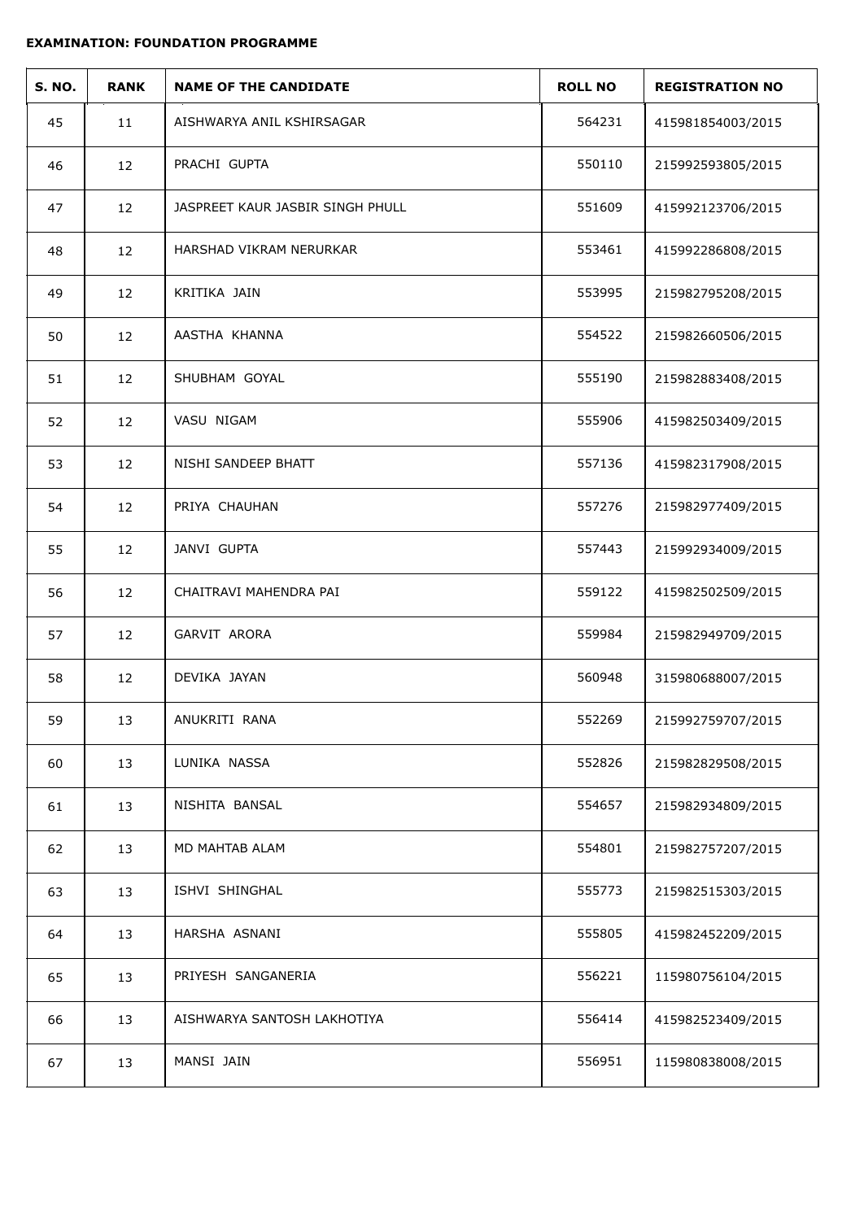**EXAMINATION: FOUNDATION PROGRAMME**

| S. NO. | RANK | NAME OF THE CANDIDATE | ROLL NO | REGISTRATION NO |
|---|---|---|---|---|
| 45 | 11 | AISHWARYA ANIL KSHIRSAGAR | 564231 | 415981854003/2015 |
| 46 | 12 | PRACHI GUPTA | 550110 | 215992593805/2015 |
| 47 | 12 | JASPREET KAUR JASBIR SINGH PHULL | 551609 | 415992123706/2015 |
| 48 | 12 | HARSHAD VIKRAM NERURKAR | 553461 | 415992286808/2015 |
| 49 | 12 | KRITIKA JAIN | 553995 | 215982795208/2015 |
| 50 | 12 | AASTHA KHANNA | 554522 | 215982660506/2015 |
| 51 | 12 | SHUBHAM GOYAL | 555190 | 215982883408/2015 |
| 52 | 12 | VASU NIGAM | 555906 | 415982503409/2015 |
| 53 | 12 | NISHI SANDEEP BHATT | 557136 | 415982317908/2015 |
| 54 | 12 | PRIYA CHAUHAN | 557276 | 215982977409/2015 |
| 55 | 12 | JANVI GUPTA | 557443 | 215992934009/2015 |
| 56 | 12 | CHAITRAVI MAHENDRA PAI | 559122 | 415982502509/2015 |
| 57 | 12 | GARVIT ARORA | 559984 | 215982949709/2015 |
| 58 | 12 | DEVIKA JAYAN | 560948 | 315980688007/2015 |
| 59 | 13 | ANUKRITI RANA | 552269 | 215992759707/2015 |
| 60 | 13 | LUNIKA NASSA | 552826 | 215982829508/2015 |
| 61 | 13 | NISHITA BANSAL | 554657 | 215982934809/2015 |
| 62 | 13 | MD MAHTAB ALAM | 554801 | 215982757207/2015 |
| 63 | 13 | ISHVI SHINGHAL | 555773 | 215982515303/2015 |
| 64 | 13 | HARSHA ASNANI | 555805 | 415982452209/2015 |
| 65 | 13 | PRIYESH SANGANERIA | 556221 | 115980756104/2015 |
| 66 | 13 | AISHWARYA SANTOSH LAKHOTIYA | 556414 | 415982523409/2015 |
| 67 | 13 | MANSI JAIN | 556951 | 115980838008/2015 |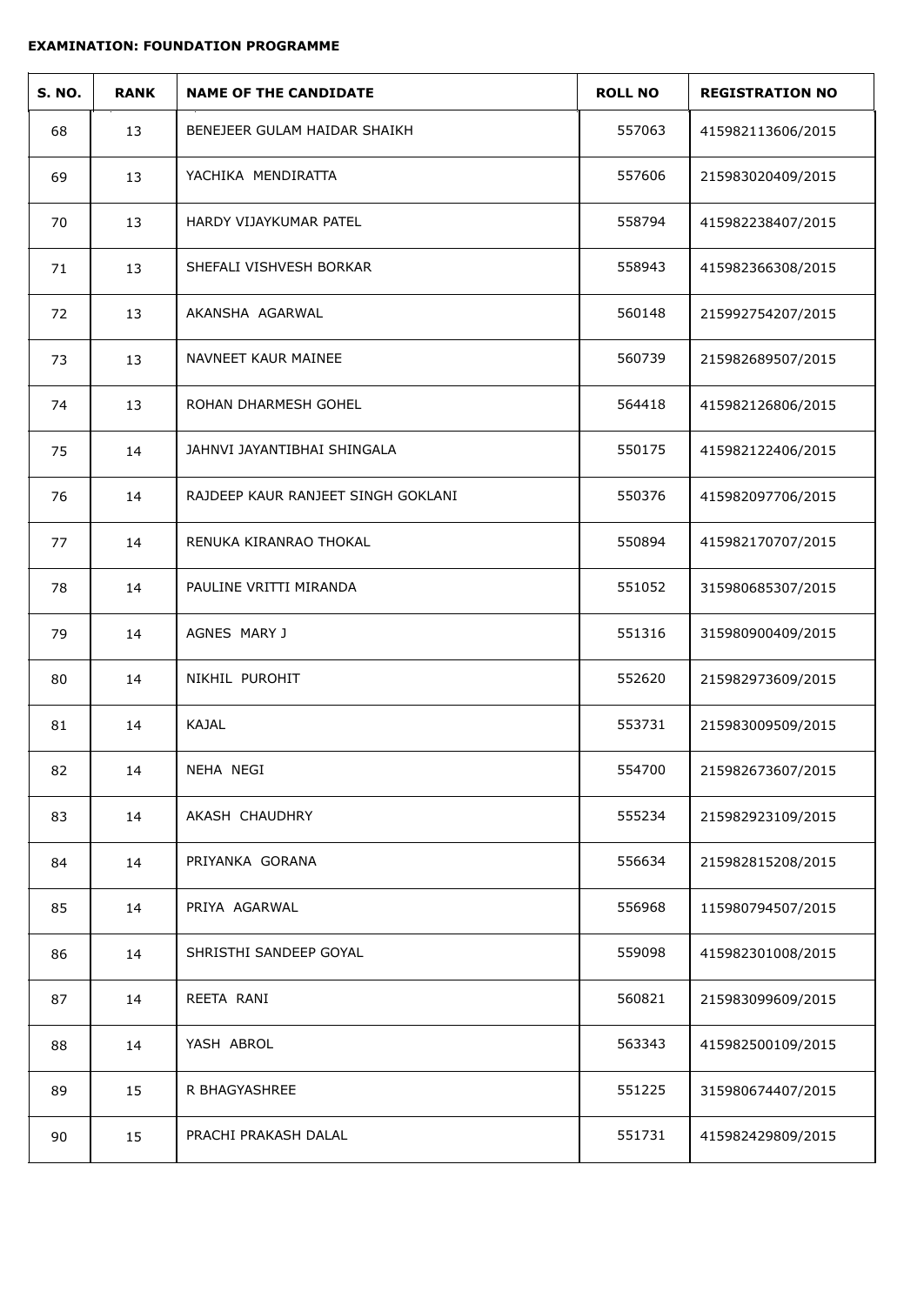**EXAMINATION: FOUNDATION PROGRAMME**

| S. NO. | RANK | NAME OF THE CANDIDATE | ROLL NO | REGISTRATION NO |
|---|---|---|---|---|
| 68 | 13 | BENEJEER GULAM HAIDAR SHAIKH | 557063 | 415982113606/2015 |
| 69 | 13 | YACHIKA MENDIRATTA | 557606 | 215983020409/2015 |
| 70 | 13 | HARDY VIJAYKUMAR PATEL | 558794 | 415982238407/2015 |
| 71 | 13 | SHEFALI VISHVESH BORKAR | 558943 | 415982366308/2015 |
| 72 | 13 | AKANSHA AGARWAL | 560148 | 215992754207/2015 |
| 73 | 13 | NAVNEET KAUR MAINEE | 560739 | 215982689507/2015 |
| 74 | 13 | ROHAN DHARMESH GOHEL | 564418 | 415982126806/2015 |
| 75 | 14 | JAHNVI JAYANTIBHAI SHINGALA | 550175 | 415982122406/2015 |
| 76 | 14 | RAJDEEP KAUR RANJEET SINGH GOKLANI | 550376 | 415982097706/2015 |
| 77 | 14 | RENUKA KIRANRAO THOKAL | 550894 | 415982170707/2015 |
| 78 | 14 | PAULINE VRITTI MIRANDA | 551052 | 315980685307/2015 |
| 79 | 14 | AGNES MARY J | 551316 | 315980900409/2015 |
| 80 | 14 | NIKHIL PUROHIT | 552620 | 215982973609/2015 |
| 81 | 14 | KAJAL | 553731 | 215983009509/2015 |
| 82 | 14 | NEHA NEGI | 554700 | 215982673607/2015 |
| 83 | 14 | AKASH CHAUDHRY | 555234 | 215982923109/2015 |
| 84 | 14 | PRIYANKA GORANA | 556634 | 215982815208/2015 |
| 85 | 14 | PRIYA AGARWAL | 556968 | 115980794507/2015 |
| 86 | 14 | SHRISTHI SANDEEP GOYAL | 559098 | 415982301008/2015 |
| 87 | 14 | REETA RANI | 560821 | 215983099609/2015 |
| 88 | 14 | YASH ABROL | 563343 | 415982500109/2015 |
| 89 | 15 | R BHAGYASHREE | 551225 | 315980674407/2015 |
| 90 | 15 | PRACHI PRAKASH DALAL | 551731 | 415982429809/2015 |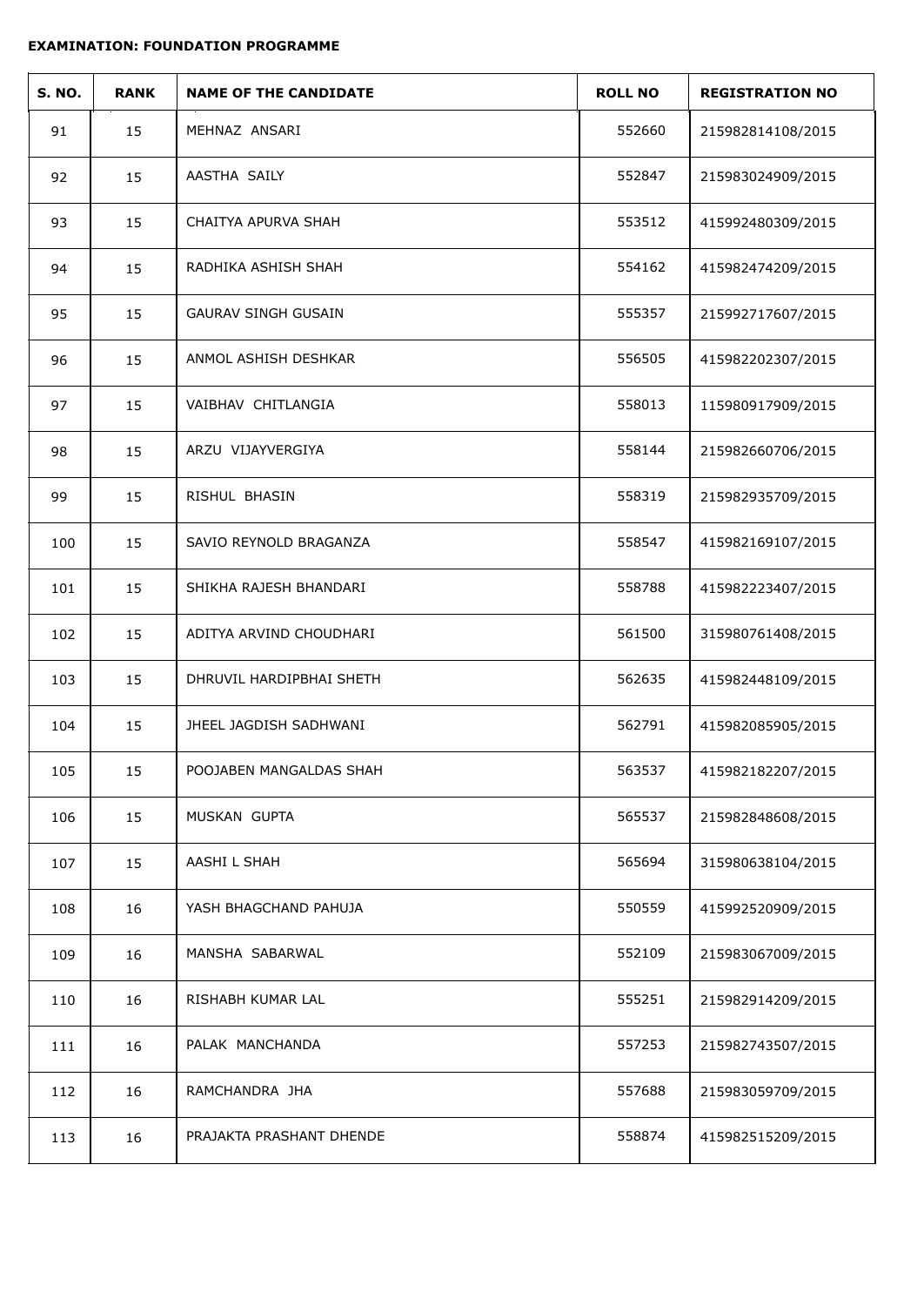**EXAMINATION: FOUNDATION PROGRAMME**

| S. NO. | RANK | NAME OF THE CANDIDATE | ROLL NO | REGISTRATION NO |
|---|---|---|---|---|
| 91 | 15 | MEHNAZ ANSARI | 552660 | 215982814108/2015 |
| 92 | 15 | AASTHA SAILY | 552847 | 215983024909/2015 |
| 93 | 15 | CHAITYA APURVA SHAH | 553512 | 415992480309/2015 |
| 94 | 15 | RADHIKA ASHISH SHAH | 554162 | 415982474209/2015 |
| 95 | 15 | GAURAV SINGH GUSAIN | 555357 | 215992717607/2015 |
| 96 | 15 | ANMOL ASHISH DESHKAR | 556505 | 415982202307/2015 |
| 97 | 15 | VAIBHAV CHITLANGIA | 558013 | 115980917909/2015 |
| 98 | 15 | ARZU VIJAYVERGIYA | 558144 | 215982660706/2015 |
| 99 | 15 | RISHUL BHASIN | 558319 | 215982935709/2015 |
| 100 | 15 | SAVIO REYNOLD BRAGANZA | 558547 | 415982169107/2015 |
| 101 | 15 | SHIKHA RAJESH BHANDARI | 558788 | 415982223407/2015 |
| 102 | 15 | ADITYA ARVIND CHOUDHARI | 561500 | 315980761408/2015 |
| 103 | 15 | DHRUVIL HARDIPBHAI SHETH | 562635 | 415982448109/2015 |
| 104 | 15 | JHEEL JAGDISH SADHWANI | 562791 | 415982085905/2015 |
| 105 | 15 | POOJABEN MANGALDAS SHAH | 563537 | 415982182207/2015 |
| 106 | 15 | MUSKAN GUPTA | 565537 | 215982848608/2015 |
| 107 | 15 | AASHI L SHAH | 565694 | 315980638104/2015 |
| 108 | 16 | YASH BHAGCHAND PAHUJA | 550559 | 415992520909/2015 |
| 109 | 16 | MANSHA SABARWAL | 552109 | 215983067009/2015 |
| 110 | 16 | RISHABH KUMAR LAL | 555251 | 215982914209/2015 |
| 111 | 16 | PALAK MANCHANDA | 557253 | 215982743507/2015 |
| 112 | 16 | RAMCHANDRA JHA | 557688 | 215983059709/2015 |
| 113 | 16 | PRAJAKTA PRASHANT DHENDE | 558874 | 415982515209/2015 |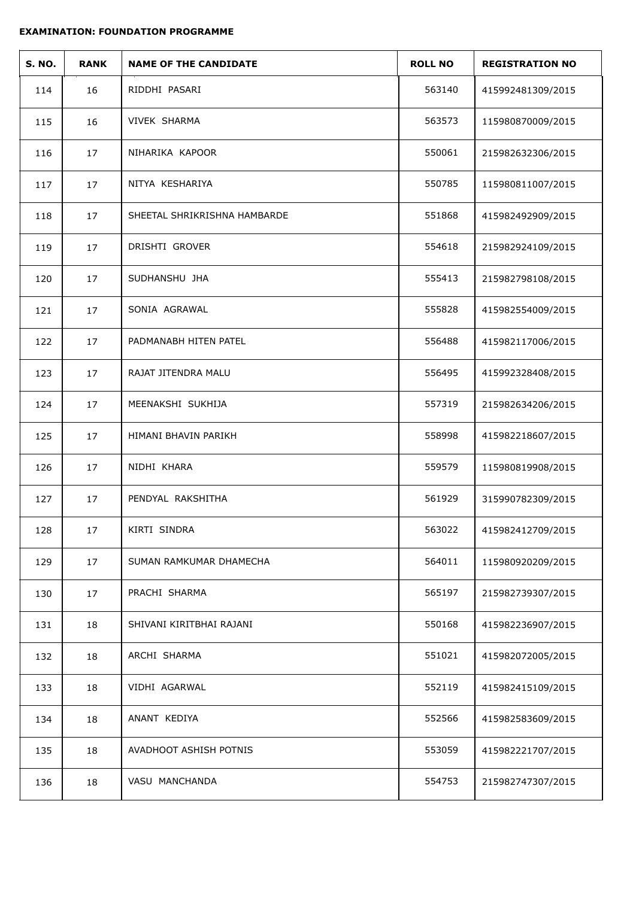**EXAMINATION: FOUNDATION PROGRAMME**

| S. NO. | RANK | NAME OF THE CANDIDATE | ROLL NO | REGISTRATION NO |
|---|---|---|---|---|
| 114 | 16 | RIDDHI PASARI | 563140 | 415992481309/2015 |
| 115 | 16 | VIVEK SHARMA | 563573 | 115980870009/2015 |
| 116 | 17 | NIHARIKA KAPOOR | 550061 | 215982632306/2015 |
| 117 | 17 | NITYA KESHARIYA | 550785 | 115980811007/2015 |
| 118 | 17 | SHEETAL SHRIKRISHNA HAMBARDE | 551868 | 415982492909/2015 |
| 119 | 17 | DRISHTI GROVER | 554618 | 215982924109/2015 |
| 120 | 17 | SUDHANSHU JHA | 555413 | 215982798108/2015 |
| 121 | 17 | SONIA AGRAWAL | 555828 | 415982554009/2015 |
| 122 | 17 | PADMANABH HITEN PATEL | 556488 | 415982117006/2015 |
| 123 | 17 | RAJAT JITENDRA MALU | 556495 | 415992328408/2015 |
| 124 | 17 | MEENAKSHI SUKHIJA | 557319 | 215982634206/2015 |
| 125 | 17 | HIMANI BHAVIN PARIKH | 558998 | 415982218607/2015 |
| 126 | 17 | NIDHI KHARA | 559579 | 115980819908/2015 |
| 127 | 17 | PENDYAL RAKSHITHA | 561929 | 315990782309/2015 |
| 128 | 17 | KIRTI SINDRA | 563022 | 415982412709/2015 |
| 129 | 17 | SUMAN RAMKUMAR DHAMECHA | 564011 | 115980920209/2015 |
| 130 | 17 | PRACHI SHARMA | 565197 | 215982739307/2015 |
| 131 | 18 | SHIVANI KIRITBHAI RAJANI | 550168 | 415982236907/2015 |
| 132 | 18 | ARCHI SHARMA | 551021 | 415982072005/2015 |
| 133 | 18 | VIDHI AGARWAL | 552119 | 415982415109/2015 |
| 134 | 18 | ANANT KEDIYA | 552566 | 415982583609/2015 |
| 135 | 18 | AVADHOOT ASHISH POTNIS | 553059 | 415982221707/2015 |
| 136 | 18 | VASU MANCHANDA | 554753 | 215982747307/2015 |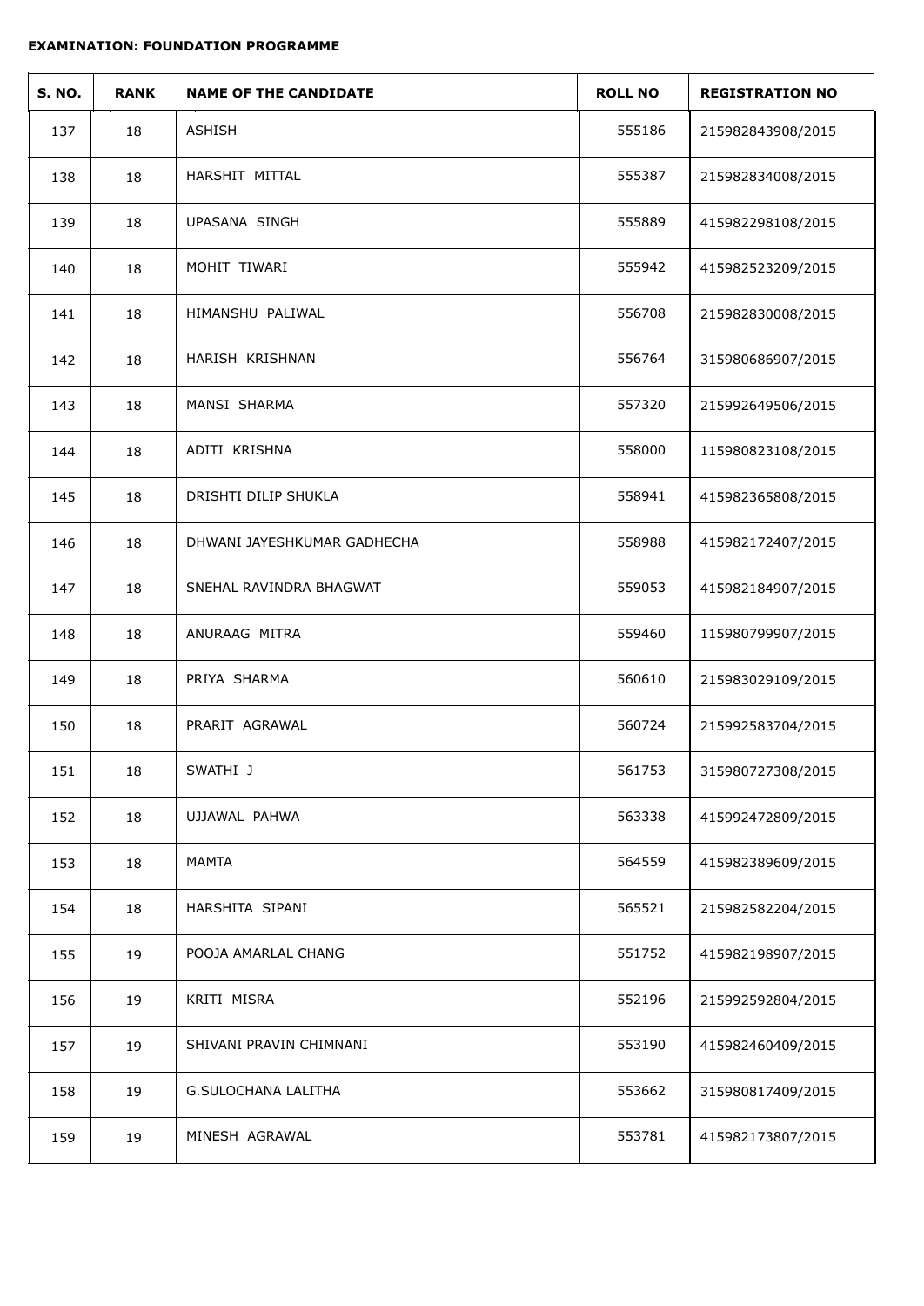**EXAMINATION: FOUNDATION PROGRAMME**

| S. NO. | RANK | NAME OF THE CANDIDATE | ROLL NO | REGISTRATION NO |
|---|---|---|---|---|
| 137 | 18 | ASHISH | 555186 | 215982843908/2015 |
| 138 | 18 | HARSHIT MITTAL | 555387 | 215982834008/2015 |
| 139 | 18 | UPASANA SINGH | 555889 | 415982298108/2015 |
| 140 | 18 | MOHIT TIWARI | 555942 | 415982523209/2015 |
| 141 | 18 | HIMANSHU PALIWAL | 556708 | 215982830008/2015 |
| 142 | 18 | HARISH KRISHNAN | 556764 | 315980686907/2015 |
| 143 | 18 | MANSI SHARMA | 557320 | 215992649506/2015 |
| 144 | 18 | ADITI KRISHNA | 558000 | 115980823108/2015 |
| 145 | 18 | DRISHTI DILIP SHUKLA | 558941 | 415982365808/2015 |
| 146 | 18 | DHWANI JAYESHKUMAR GADHECHA | 558988 | 415982172407/2015 |
| 147 | 18 | SNEHAL RAVINDRA BHAGWAT | 559053 | 415982184907/2015 |
| 148 | 18 | ANURAAG MITRA | 559460 | 115980799907/2015 |
| 149 | 18 | PRIYA SHARMA | 560610 | 215983029109/2015 |
| 150 | 18 | PRARIT AGRAWAL | 560724 | 215992583704/2015 |
| 151 | 18 | SWATHI J | 561753 | 315980727308/2015 |
| 152 | 18 | UJJAWAL PAHWA | 563338 | 415992472809/2015 |
| 153 | 18 | MAMTA | 564559 | 415982389609/2015 |
| 154 | 18 | HARSHITA SIPANI | 565521 | 215982582204/2015 |
| 155 | 19 | POOJA AMARLAL CHANG | 551752 | 415982198907/2015 |
| 156 | 19 | KRITI MISRA | 552196 | 215992592804/2015 |
| 157 | 19 | SHIVANI PRAVIN CHIMNANI | 553190 | 415982460409/2015 |
| 158 | 19 | G.SULOCHANA LALITHA | 553662 | 315980817409/2015 |
| 159 | 19 | MINESH AGRAWAL | 553781 | 415982173807/2015 |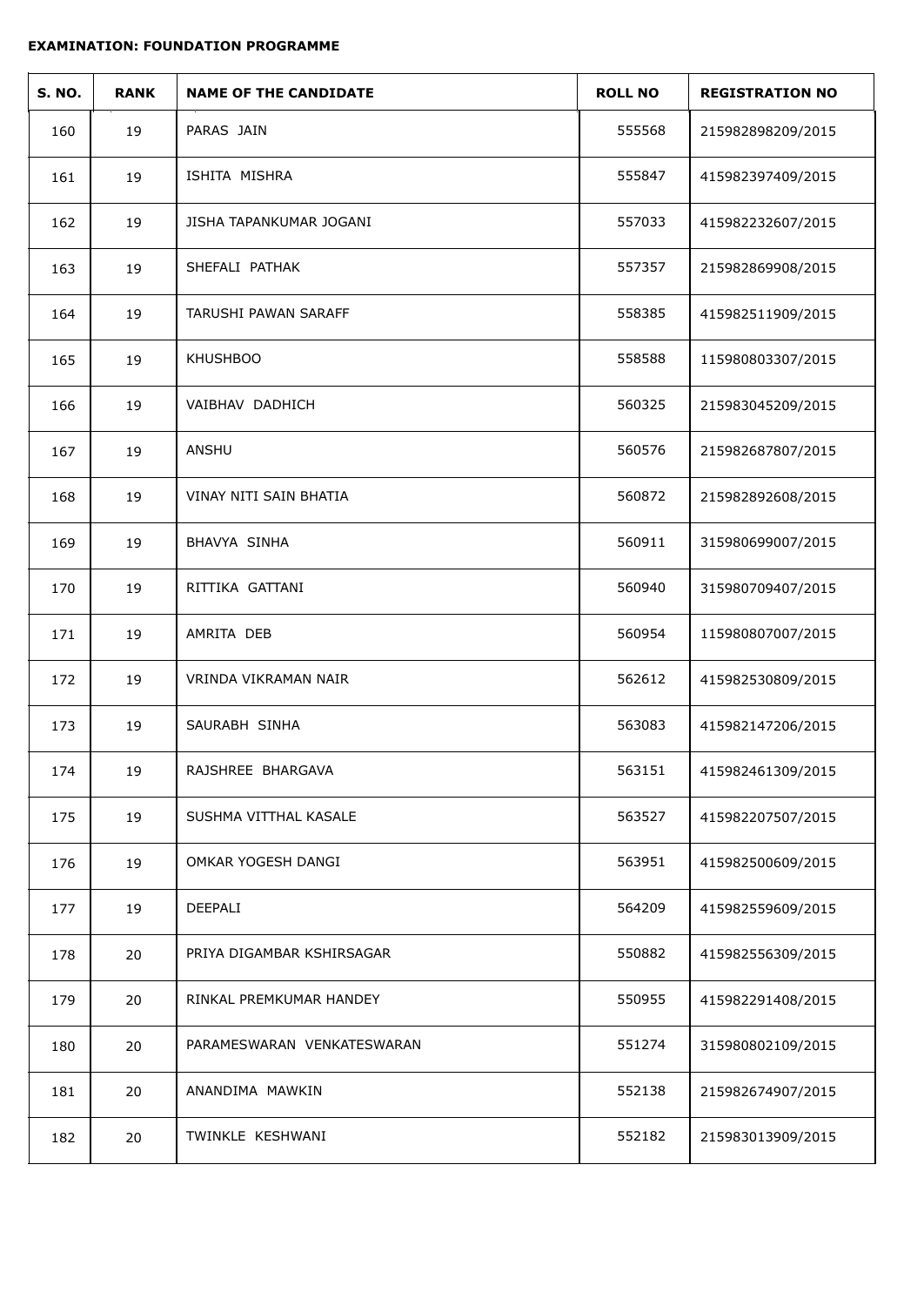**EXAMINATION: FOUNDATION PROGRAMME**

| S. NO. | RANK | NAME OF THE CANDIDATE | ROLL NO | REGISTRATION NO |
|---|---|---|---|---|
| 160 | 19 | PARAS JAIN | 555568 | 215982898209/2015 |
| 161 | 19 | ISHITA MISHRA | 555847 | 415982397409/2015 |
| 162 | 19 | JISHA TAPANKUMAR JOGANI | 557033 | 415982232607/2015 |
| 163 | 19 | SHEFALI PATHAK | 557357 | 215982869908/2015 |
| 164 | 19 | TARUSHI PAWAN SARAFF | 558385 | 415982511909/2015 |
| 165 | 19 | KHUSHBOO | 558588 | 115980803307/2015 |
| 166 | 19 | VAIBHAV DADHICH | 560325 | 215983045209/2015 |
| 167 | 19 | ANSHU | 560576 | 215982687807/2015 |
| 168 | 19 | VINAY NITI SAIN BHATIA | 560872 | 215982892608/2015 |
| 169 | 19 | BHAVYA SINHA | 560911 | 315980699007/2015 |
| 170 | 19 | RITTIKA GATTANI | 560940 | 315980709407/2015 |
| 171 | 19 | AMRITA DEB | 560954 | 115980807007/2015 |
| 172 | 19 | VRINDA VIKRAMAN NAIR | 562612 | 415982530809/2015 |
| 173 | 19 | SAURABH SINHA | 563083 | 415982147206/2015 |
| 174 | 19 | RAJSHREE BHARGAVA | 563151 | 415982461309/2015 |
| 175 | 19 | SUSHMA VITTHAL KASALE | 563527 | 415982207507/2015 |
| 176 | 19 | OMKAR YOGESH DANGI | 563951 | 415982500609/2015 |
| 177 | 19 | DEEPALI | 564209 | 415982559609/2015 |
| 178 | 20 | PRIYA DIGAMBAR KSHIRSAGAR | 550882 | 415982556309/2015 |
| 179 | 20 | RINKAL PREMKUMAR HANDEY | 550955 | 415982291408/2015 |
| 180 | 20 | PARAMESWARAN VENKATESWARAN | 551274 | 315980802109/2015 |
| 181 | 20 | ANANDIMA MAWKIN | 552138 | 215982674907/2015 |
| 182 | 20 | TWINKLE KESHWANI | 552182 | 215983013909/2015 |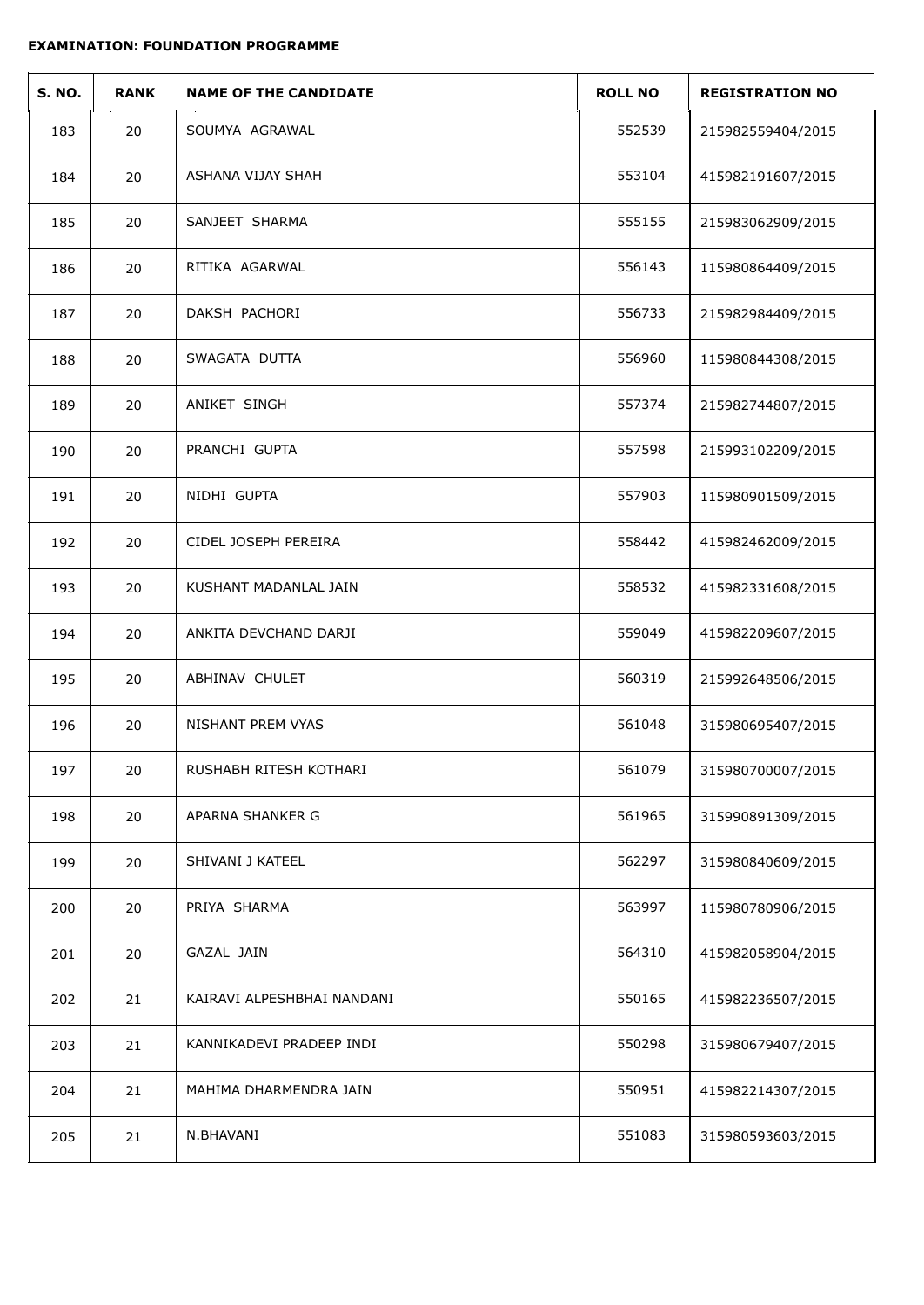**EXAMINATION: FOUNDATION PROGRAMME**

| S. NO. | RANK | NAME OF THE CANDIDATE | ROLL NO | REGISTRATION NO |
|---|---|---|---|---|
| 183 | 20 | SOUMYA AGRAWAL | 552539 | 215982559404/2015 |
| 184 | 20 | ASHANA VIJAY SHAH | 553104 | 415982191607/2015 |
| 185 | 20 | SANJEET SHARMA | 555155 | 215983062909/2015 |
| 186 | 20 | RITIKA AGARWAL | 556143 | 115980864409/2015 |
| 187 | 20 | DAKSH PACHORI | 556733 | 215982984409/2015 |
| 188 | 20 | SWAGATA DUTTA | 556960 | 115980844308/2015 |
| 189 | 20 | ANIKET SINGH | 557374 | 215982744807/2015 |
| 190 | 20 | PRANCHI GUPTA | 557598 | 215993102209/2015 |
| 191 | 20 | NIDHI GUPTA | 557903 | 115980901509/2015 |
| 192 | 20 | CIDEL JOSEPH PEREIRA | 558442 | 415982462009/2015 |
| 193 | 20 | KUSHANT MADANLAL JAIN | 558532 | 415982331608/2015 |
| 194 | 20 | ANKITA DEVCHAND DARJI | 559049 | 415982209607/2015 |
| 195 | 20 | ABHINAV CHULET | 560319 | 215992648506/2015 |
| 196 | 20 | NISHANT PREM VYAS | 561048 | 315980695407/2015 |
| 197 | 20 | RUSHABH RITESH KOTHARI | 561079 | 315980700007/2015 |
| 198 | 20 | APARNA SHANKER G | 561965 | 315990891309/2015 |
| 199 | 20 | SHIVANI J KATEEL | 562297 | 315980840609/2015 |
| 200 | 20 | PRIYA SHARMA | 563997 | 115980780906/2015 |
| 201 | 20 | GAZAL JAIN | 564310 | 415982058904/2015 |
| 202 | 21 | KAIRAVI ALPESHBHAI NANDANI | 550165 | 415982236507/2015 |
| 203 | 21 | KANNIKADEVI PRADEEP INDI | 550298 | 315980679407/2015 |
| 204 | 21 | MAHIMA DHARMENDRA JAIN | 550951 | 415982214307/2015 |
| 205 | 21 | N.BHAVANI | 551083 | 315980593603/2015 |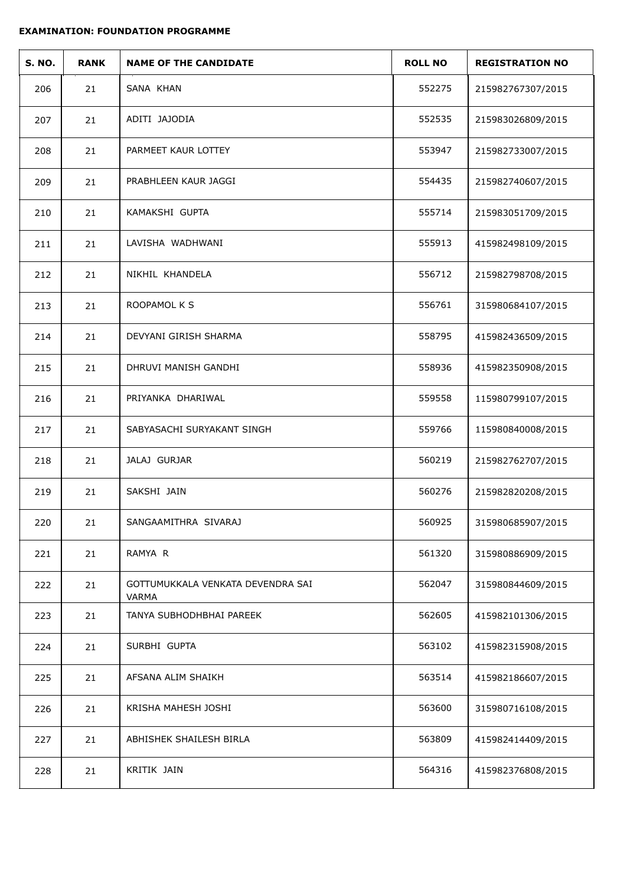**EXAMINATION: FOUNDATION PROGRAMME**

| S. NO. | RANK | NAME OF THE CANDIDATE | ROLL NO | REGISTRATION NO |
|---|---|---|---|---|
| 206 | 21 | SANA KHAN | 552275 | 215982767307/2015 |
| 207 | 21 | ADITI JAJODIA | 552535 | 215983026809/2015 |
| 208 | 21 | PARMEET KAUR LOTTEY | 553947 | 215982733007/2015 |
| 209 | 21 | PRABHLEEN KAUR JAGGI | 554435 | 215982740607/2015 |
| 210 | 21 | KAMAKSHI GUPTA | 555714 | 215983051709/2015 |
| 211 | 21 | LAVISHA WADHWANI | 555913 | 415982498109/2015 |
| 212 | 21 | NIKHIL KHANDELA | 556712 | 215982798708/2015 |
| 213 | 21 | ROOPAMOL K S | 556761 | 315980684107/2015 |
| 214 | 21 | DEVYANI GIRISH SHARMA | 558795 | 415982436509/2015 |
| 215 | 21 | DHRUVI MANISH GANDHI | 558936 | 415982350908/2015 |
| 216 | 21 | PRIYANKA DHARIWAL | 559558 | 115980799107/2015 |
| 217 | 21 | SABYASACHI SURYAKANT SINGH | 559766 | 115980840008/2015 |
| 218 | 21 | JALAJ GURJAR | 560219 | 215982762707/2015 |
| 219 | 21 | SAKSHI JAIN | 560276 | 215982820208/2015 |
| 220 | 21 | SANGAAMITHRA SIVARAJ | 560925 | 315980685907/2015 |
| 221 | 21 | RAMYA R | 561320 | 315980886909/2015 |
| 222 | 21 | GOTTUMUKKALA VENKATA DEVENDRA SAI VARMA | 562047 | 315980844609/2015 |
| 223 | 21 | TANYA SUBHODHBHAI PAREEK | 562605 | 415982101306/2015 |
| 224 | 21 | SURBHI GUPTA | 563102 | 415982315908/2015 |
| 225 | 21 | AFSANA ALIM SHAIKH | 563514 | 415982186607/2015 |
| 226 | 21 | KRISHA MAHESH JOSHI | 563600 | 315980716108/2015 |
| 227 | 21 | ABHISHEK SHAILESH BIRLA | 563809 | 415982414409/2015 |
| 228 | 21 | KRITIK JAIN | 564316 | 415982376808/2015 |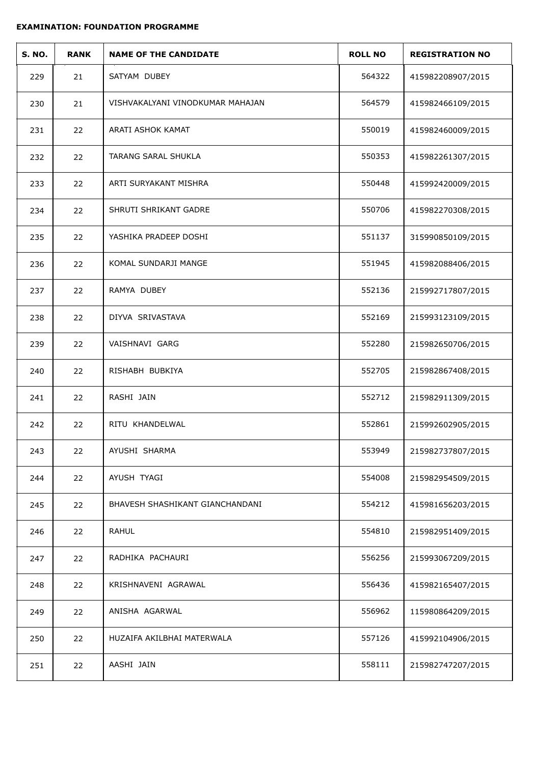**EXAMINATION: FOUNDATION PROGRAMME**

| S. NO. | RANK | NAME OF THE CANDIDATE | ROLL NO | REGISTRATION NO |
|---|---|---|---|---|
| 229 | 21 | SATYAM DUBEY | 564322 | 415982208907/2015 |
| 230 | 21 | VISHVAKALYANI VINODKUMAR MAHAJAN | 564579 | 415982466109/2015 |
| 231 | 22 | ARATI ASHOK KAMAT | 550019 | 415982460009/2015 |
| 232 | 22 | TARANG SARAL SHUKLA | 550353 | 415982261307/2015 |
| 233 | 22 | ARTI SURYAKANT MISHRA | 550448 | 415992420009/2015 |
| 234 | 22 | SHRUTI SHRIKANT GADRE | 550706 | 415982270308/2015 |
| 235 | 22 | YASHIKA PRADEEP DOSHI | 551137 | 315990850109/2015 |
| 236 | 22 | KOMAL SUNDARJI MANGE | 551945 | 415982088406/2015 |
| 237 | 22 | RAMYA DUBEY | 552136 | 215992717807/2015 |
| 238 | 22 | DIYVA SRIVASTAVA | 552169 | 215993123109/2015 |
| 239 | 22 | VAISHNAVI GARG | 552280 | 215982650706/2015 |
| 240 | 22 | RISHABH BUBKIYA | 552705 | 215982867408/2015 |
| 241 | 22 | RASHI JAIN | 552712 | 215982911309/2015 |
| 242 | 22 | RITU KHANDELWAL | 552861 | 215992602905/2015 |
| 243 | 22 | AYUSHI SHARMA | 553949 | 215982737807/2015 |
| 244 | 22 | AYUSH TYAGI | 554008 | 215982954509/2015 |
| 245 | 22 | BHAVESH SHASHIKANT GIANCHANDANI | 554212 | 415981656203/2015 |
| 246 | 22 | RAHUL | 554810 | 215982951409/2015 |
| 247 | 22 | RADHIKA PACHAURI | 556256 | 215993067209/2015 |
| 248 | 22 | KRISHNAVENI AGRAWAL | 556436 | 415982165407/2015 |
| 249 | 22 | ANISHA AGARWAL | 556962 | 115980864209/2015 |
| 250 | 22 | HUZAIFA AKILBHAI MATERWALA | 557126 | 415992104906/2015 |
| 251 | 22 | AASHI JAIN | 558111 | 215982747207/2015 |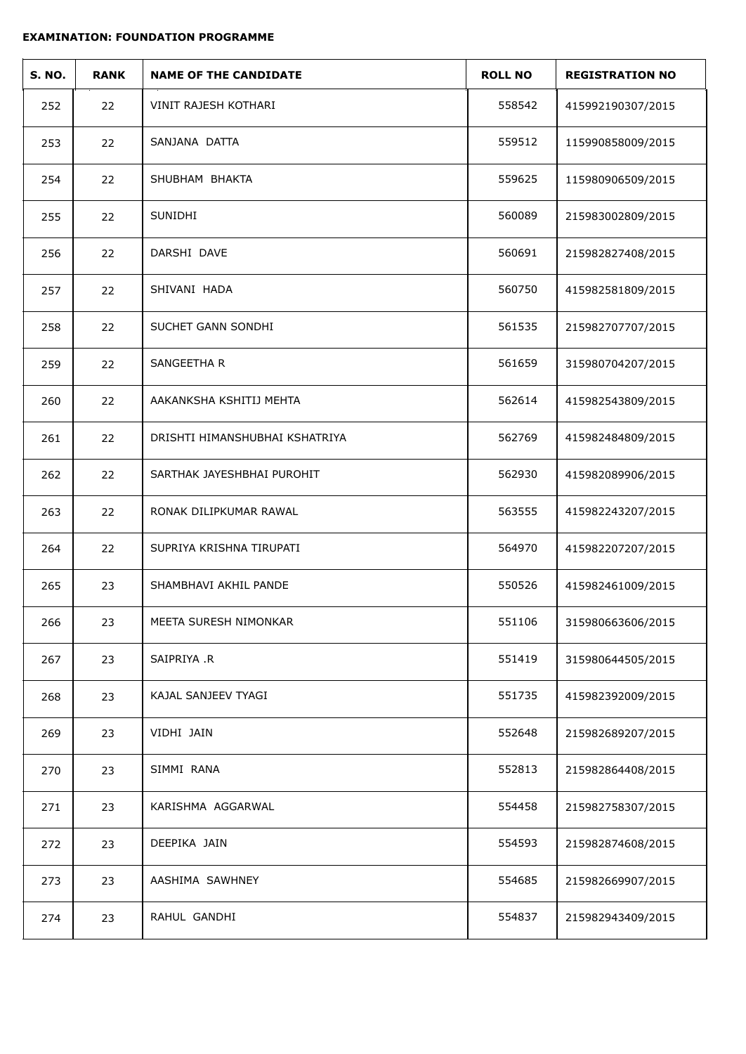**EXAMINATION: FOUNDATION PROGRAMME**

| S. NO. | RANK | NAME OF THE CANDIDATE | ROLL NO | REGISTRATION NO |
|---|---|---|---|---|
| 252 | 22 | VINIT RAJESH KOTHARI | 558542 | 415992190307/2015 |
| 253 | 22 | SANJANA DATTA | 559512 | 115990858009/2015 |
| 254 | 22 | SHUBHAM BHAKTA | 559625 | 115980906509/2015 |
| 255 | 22 | SUNIDHI | 560089 | 215983002809/2015 |
| 256 | 22 | DARSHI DAVE | 560691 | 215982827408/2015 |
| 257 | 22 | SHIVANI HADA | 560750 | 415982581809/2015 |
| 258 | 22 | SUCHET GANN SONDHI | 561535 | 215982707707/2015 |
| 259 | 22 | SANGEETHA R | 561659 | 315980704207/2015 |
| 260 | 22 | AAKANKSHA KSHITIJ MEHTA | 562614 | 415982543809/2015 |
| 261 | 22 | DRISHTI HIMANSHUBHAI KSHATRIYA | 562769 | 415982484809/2015 |
| 262 | 22 | SARTHAK JAYESHBHAI PUROHIT | 562930 | 415982089906/2015 |
| 263 | 22 | RONAK DILIPKUMAR RAWAL | 563555 | 415982243207/2015 |
| 264 | 22 | SUPRIYA KRISHNA TIRUPATI | 564970 | 415982207207/2015 |
| 265 | 23 | SHAMBHAVI AKHIL PANDE | 550526 | 415982461009/2015 |
| 266 | 23 | MEETA SURESH NIMONKAR | 551106 | 315980663606/2015 |
| 267 | 23 | SAIPRIYA .R | 551419 | 315980644505/2015 |
| 268 | 23 | KAJAL SANJEEV TYAGI | 551735 | 415982392009/2015 |
| 269 | 23 | VIDHI JAIN | 552648 | 215982689207/2015 |
| 270 | 23 | SIMMI RANA | 552813 | 215982864408/2015 |
| 271 | 23 | KARISHMA AGGARWAL | 554458 | 215982758307/2015 |
| 272 | 23 | DEEPIKA JAIN | 554593 | 215982874608/2015 |
| 273 | 23 | AASHIMA SAWHNEY | 554685 | 215982669907/2015 |
| 274 | 23 | RAHUL GANDHI | 554837 | 215982943409/2015 |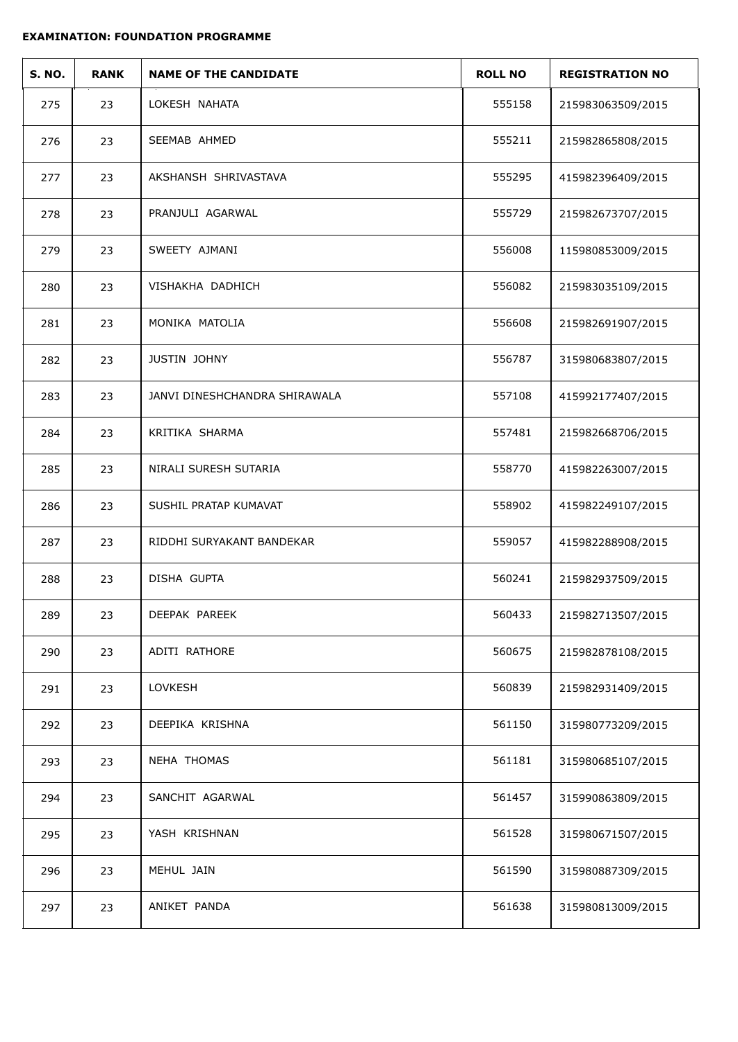**EXAMINATION: FOUNDATION PROGRAMME**

| S. NO. | RANK | NAME OF THE CANDIDATE | ROLL NO | REGISTRATION NO |
|---|---|---|---|---|
| 275 | 23 | LOKESH NAHATA | 555158 | 215983063509/2015 |
| 276 | 23 | SEEMAB AHMED | 555211 | 215982865808/2015 |
| 277 | 23 | AKSHANSH SHRIVASTAVA | 555295 | 415982396409/2015 |
| 278 | 23 | PRANJULI AGARWAL | 555729 | 215982673707/2015 |
| 279 | 23 | SWEETY AJMANI | 556008 | 115980853009/2015 |
| 280 | 23 | VISHAKHA DADHICH | 556082 | 215983035109/2015 |
| 281 | 23 | MONIKA MATOLIA | 556608 | 215982691907/2015 |
| 282 | 23 | JUSTIN JOHNY | 556787 | 315980683807/2015 |
| 283 | 23 | JANVI DINESHCHANDRA SHIRAWALA | 557108 | 415992177407/2015 |
| 284 | 23 | KRITIKA SHARMA | 557481 | 215982668706/2015 |
| 285 | 23 | NIRALI SURESH SUTARIA | 558770 | 415982263007/2015 |
| 286 | 23 | SUSHIL PRATAP KUMAVAT | 558902 | 415982249107/2015 |
| 287 | 23 | RIDDHI SURYAKANT BANDEKAR | 559057 | 415982288908/2015 |
| 288 | 23 | DISHA GUPTA | 560241 | 215982937509/2015 |
| 289 | 23 | DEEPAK PAREEK | 560433 | 215982713507/2015 |
| 290 | 23 | ADITI RATHORE | 560675 | 215982878108/2015 |
| 291 | 23 | LOVKESH | 560839 | 215982931409/2015 |
| 292 | 23 | DEEPIKA KRISHNA | 561150 | 315980773209/2015 |
| 293 | 23 | NEHA THOMAS | 561181 | 315980685107/2015 |
| 294 | 23 | SANCHIT AGARWAL | 561457 | 315990863809/2015 |
| 295 | 23 | YASH KRISHNAN | 561528 | 315980671507/2015 |
| 296 | 23 | MEHUL JAIN | 561590 | 315980887309/2015 |
| 297 | 23 | ANIKET PANDA | 561638 | 315980813009/2015 |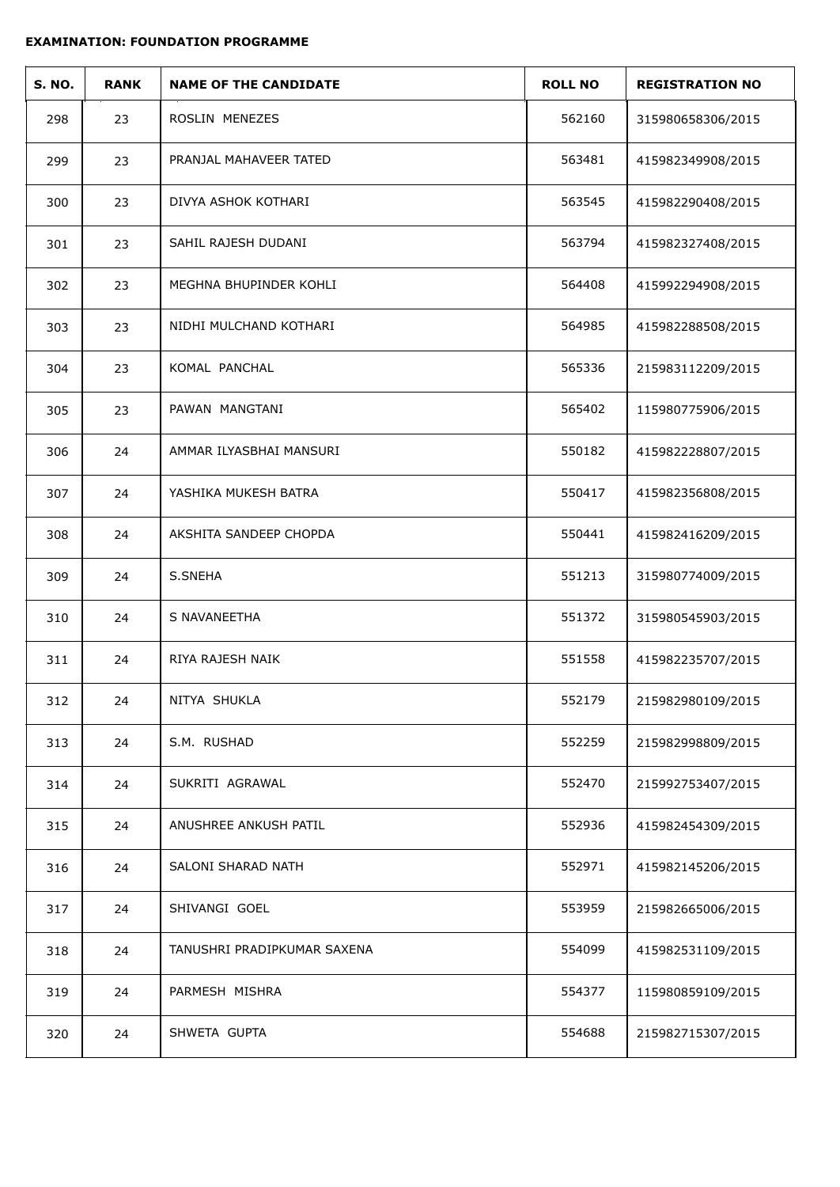**EXAMINATION: FOUNDATION PROGRAMME**

| S. NO. | RANK | NAME OF THE CANDIDATE | ROLL NO | REGISTRATION NO |
|---|---|---|---|---|
| 298 | 23 | ROSLIN MENEZES | 562160 | 315980658306/2015 |
| 299 | 23 | PRANJAL MAHAVEER TATED | 563481 | 415982349908/2015 |
| 300 | 23 | DIVYA ASHOK KOTHARI | 563545 | 415982290408/2015 |
| 301 | 23 | SAHIL RAJESH DUDANI | 563794 | 415982327408/2015 |
| 302 | 23 | MEGHNA BHUPINDER KOHLI | 564408 | 415992294908/2015 |
| 303 | 23 | NIDHI MULCHAND KOTHARI | 564985 | 415982288508/2015 |
| 304 | 23 | KOMAL PANCHAL | 565336 | 215983112209/2015 |
| 305 | 23 | PAWAN MANGTANI | 565402 | 115980775906/2015 |
| 306 | 24 | AMMAR ILYASBHAI MANSURI | 550182 | 415982228807/2015 |
| 307 | 24 | YASHIKA MUKESH BATRA | 550417 | 415982356808/2015 |
| 308 | 24 | AKSHITA SANDEEP CHOPDA | 550441 | 415982416209/2015 |
| 309 | 24 | S.SNEHA | 551213 | 315980774009/2015 |
| 310 | 24 | S NAVANEETHA | 551372 | 315980545903/2015 |
| 311 | 24 | RIYA RAJESH NAIK | 551558 | 415982235707/2015 |
| 312 | 24 | NITYA SHUKLA | 552179 | 215982980109/2015 |
| 313 | 24 | S.M. RUSHAD | 552259 | 215982998809/2015 |
| 314 | 24 | SUKRITI AGRAWAL | 552470 | 215992753407/2015 |
| 315 | 24 | ANUSHREE ANKUSH PATIL | 552936 | 415982454309/2015 |
| 316 | 24 | SALONI SHARAD NATH | 552971 | 415982145206/2015 |
| 317 | 24 | SHIVANGI GOEL | 553959 | 215982665006/2015 |
| 318 | 24 | TANUSHRI PRADIPKUMAR SAXENA | 554099 | 415982531109/2015 |
| 319 | 24 | PARMESH MISHRA | 554377 | 115980859109/2015 |
| 320 | 24 | SHWETA GUPTA | 554688 | 215982715307/2015 |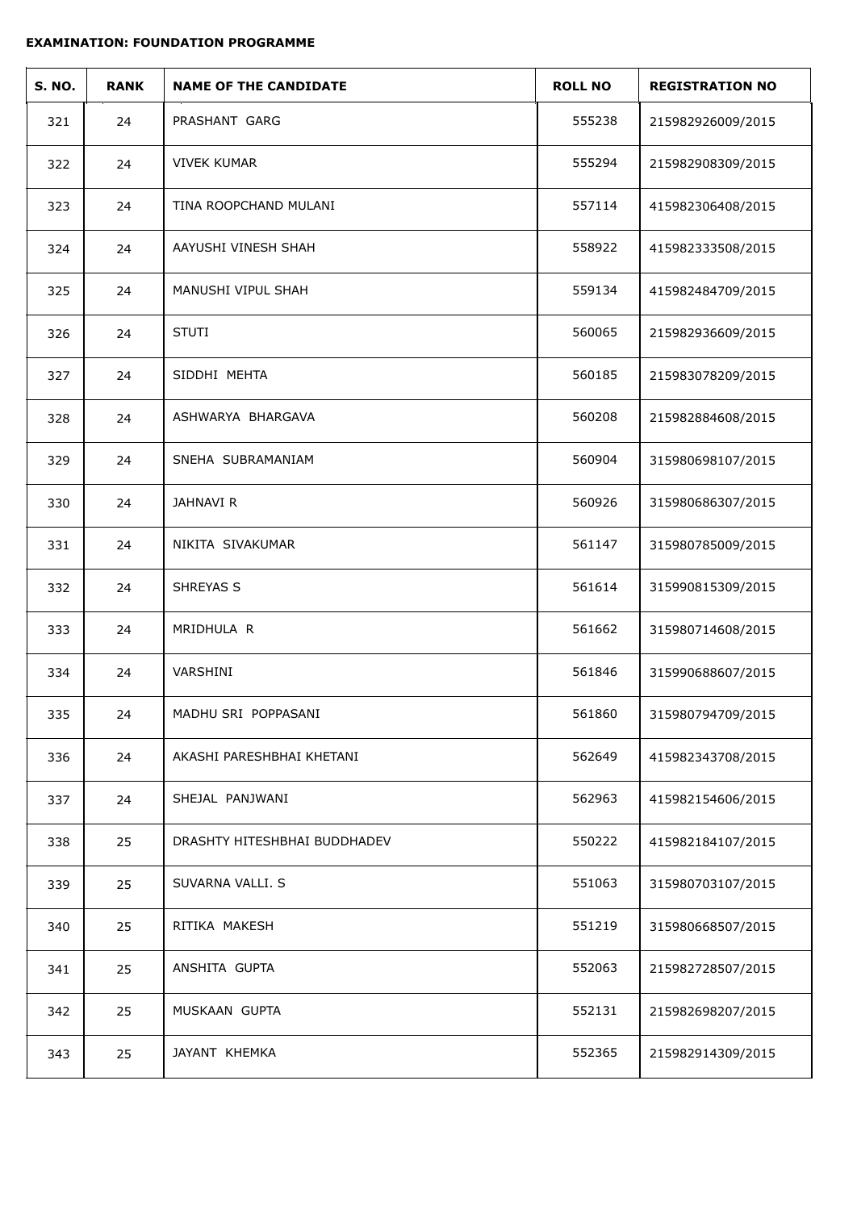**EXAMINATION: FOUNDATION PROGRAMME**

| S. NO. | RANK | NAME OF THE CANDIDATE | ROLL NO | REGISTRATION NO |
|---|---|---|---|---|
| 321 | 24 | PRASHANT GARG | 555238 | 215982926009/2015 |
| 322 | 24 | VIVEK KUMAR | 555294 | 215982908309/2015 |
| 323 | 24 | TINA ROOPCHAND MULANI | 557114 | 415982306408/2015 |
| 324 | 24 | AAYUSHI VINESH SHAH | 558922 | 415982333508/2015 |
| 325 | 24 | MANUSHI VIPUL SHAH | 559134 | 415982484709/2015 |
| 326 | 24 | STUTI | 560065 | 215982936609/2015 |
| 327 | 24 | SIDDHI MEHTA | 560185 | 215983078209/2015 |
| 328 | 24 | ASHWARYA BHARGAVA | 560208 | 215982884608/2015 |
| 329 | 24 | SNEHA SUBRAMANIAM | 560904 | 315980698107/2015 |
| 330 | 24 | JAHNAVI R | 560926 | 315980686307/2015 |
| 331 | 24 | NIKITA SIVAKUMAR | 561147 | 315980785009/2015 |
| 332 | 24 | SHREYAS S | 561614 | 315990815309/2015 |
| 333 | 24 | MRIDHULA R | 561662 | 315980714608/2015 |
| 334 | 24 | VARSHINI | 561846 | 315990688607/2015 |
| 335 | 24 | MADHU SRI POPPASANI | 561860 | 315980794709/2015 |
| 336 | 24 | AKASHI PARESHBHAI KHETANI | 562649 | 415982343708/2015 |
| 337 | 24 | SHEJAL PANJWANI | 562963 | 415982154606/2015 |
| 338 | 25 | DRASHTY HITESHBHAI BUDDHADEV | 550222 | 415982184107/2015 |
| 339 | 25 | SUVARNA VALLI. S | 551063 | 315980703107/2015 |
| 340 | 25 | RITIKA MAKESH | 551219 | 315980668507/2015 |
| 341 | 25 | ANSHITA GUPTA | 552063 | 215982728507/2015 |
| 342 | 25 | MUSKAAN GUPTA | 552131 | 215982698207/2015 |
| 343 | 25 | JAYANT KHEMKA | 552365 | 215982914309/2015 |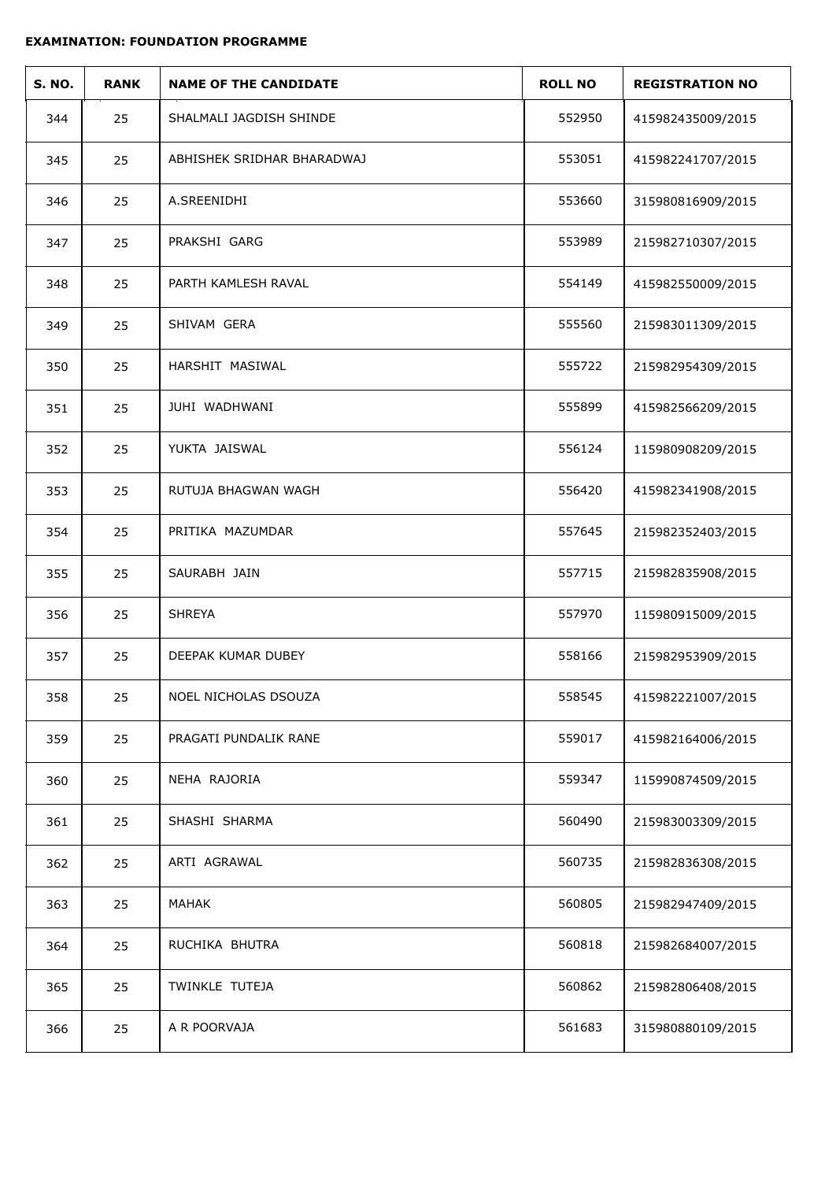**EXAMINATION: FOUNDATION PROGRAMME**

| S. NO. | RANK | NAME OF THE CANDIDATE | ROLL NO | REGISTRATION NO |
|---|---|---|---|---|
| 344 | 25 | SHALMALI JAGDISH SHINDE | 552950 | 415982435009/2015 |
| 345 | 25 | ABHISHEK SRIDHAR BHARADWAJ | 553051 | 415982241707/2015 |
| 346 | 25 | A.SREENIDHI | 553660 | 315980816909/2015 |
| 347 | 25 | PRAKSHI GARG | 553989 | 215982710307/2015 |
| 348 | 25 | PARTH KAMLESH RAVAL | 554149 | 415982550009/2015 |
| 349 | 25 | SHIVAM GERA | 555560 | 215983011309/2015 |
| 350 | 25 | HARSHIT MASIWAL | 555722 | 215982954309/2015 |
| 351 | 25 | JUHI WADHWANI | 555899 | 415982566209/2015 |
| 352 | 25 | YUKTA JAISWAL | 556124 | 115980908209/2015 |
| 353 | 25 | RUTUJA BHAGWAN WAGH | 556420 | 415982341908/2015 |
| 354 | 25 | PRITIKA MAZUMDAR | 557645 | 215982352403/2015 |
| 355 | 25 | SAURABH JAIN | 557715 | 215982835908/2015 |
| 356 | 25 | SHREYA | 557970 | 115980915009/2015 |
| 357 | 25 | DEEPAK KUMAR DUBEY | 558166 | 215982953909/2015 |
| 358 | 25 | NOEL NICHOLAS DSOUZA | 558545 | 415982221007/2015 |
| 359 | 25 | PRAGATI PUNDALIK RANE | 559017 | 415982164006/2015 |
| 360 | 25 | NEHA RAJORIA | 559347 | 115990874509/2015 |
| 361 | 25 | SHASHI SHARMA | 560490 | 215983003309/2015 |
| 362 | 25 | ARTI AGRAWAL | 560735 | 215982836308/2015 |
| 363 | 25 | MAHAK | 560805 | 215982947409/2015 |
| 364 | 25 | RUCHIKA BHUTRA | 560818 | 215982684007/2015 |
| 365 | 25 | TWINKLE TUTEJA | 560862 | 215982806408/2015 |
| 366 | 25 | A R POORVAJA | 561683 | 315980880109/2015 |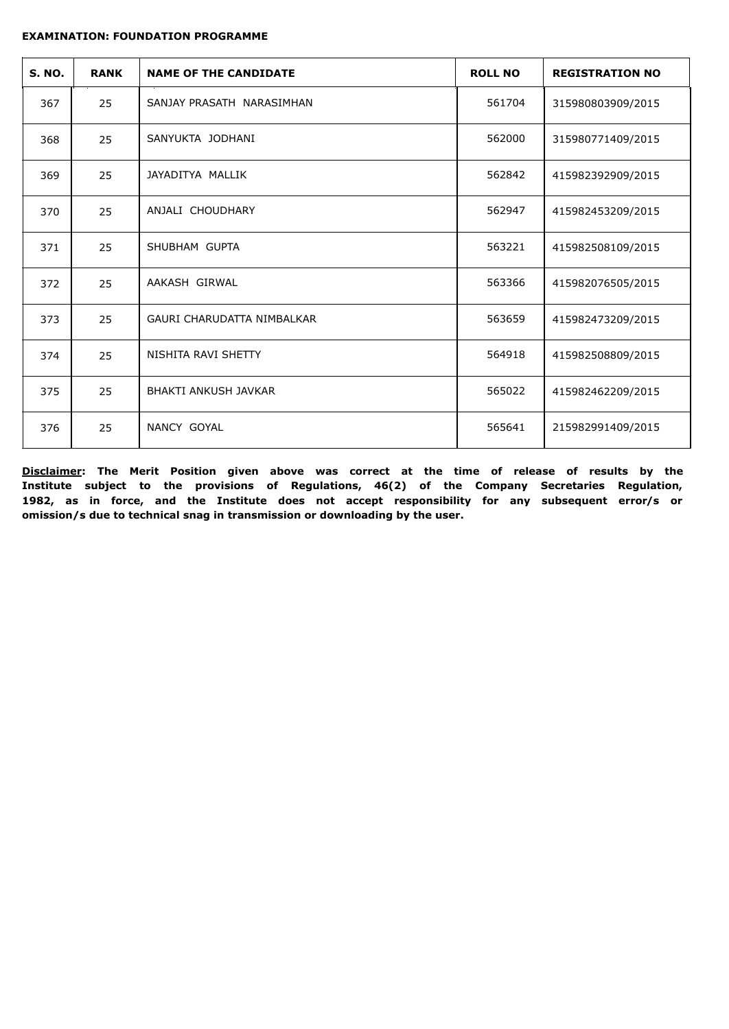**EXAMINATION: FOUNDATION PROGRAMME**

| S. NO. | RANK | NAME OF THE CANDIDATE | ROLL NO | REGISTRATION NO |
|---|---|---|---|---|
| 367 | 25 | SANJAY PRASATH NARASIMHAN | 561704 | 315980803909/2015 |
| 368 | 25 | SANYUKTA JODHANI | 562000 | 315980771409/2015 |
| 369 | 25 | JAYADITYA MALLIK | 562842 | 415982392909/2015 |
| 370 | 25 | ANJALI CHOUDHARY | 562947 | 415982453209/2015 |
| 371 | 25 | SHUBHAM GUPTA | 563221 | 415982508109/2015 |
| 372 | 25 | AAKASH GIRWAL | 563366 | 415982076505/2015 |
| 373 | 25 | GAURI CHARUDATTA NIMBALKAR | 563659 | 415982473209/2015 |
| 374 | 25 | NISHITA RAVI SHETTY | 564918 | 415982508809/2015 |
| 375 | 25 | BHAKTI ANKUSH JAVKAR | 565022 | 415982462209/2015 |
| 376 | 25 | NANCY GOYAL | 565641 | 215982991409/2015 |

**Disclaimer: The Merit Position given above was correct at the time of release of results by the Institute subject to the provisions of Regulations, 46(2) of the Company Secretaries Regulation, 1982, as in force, and the Institute does not accept responsibility for any subsequent error/s or omission/s due to technical snag in transmission or downloading by the user.**